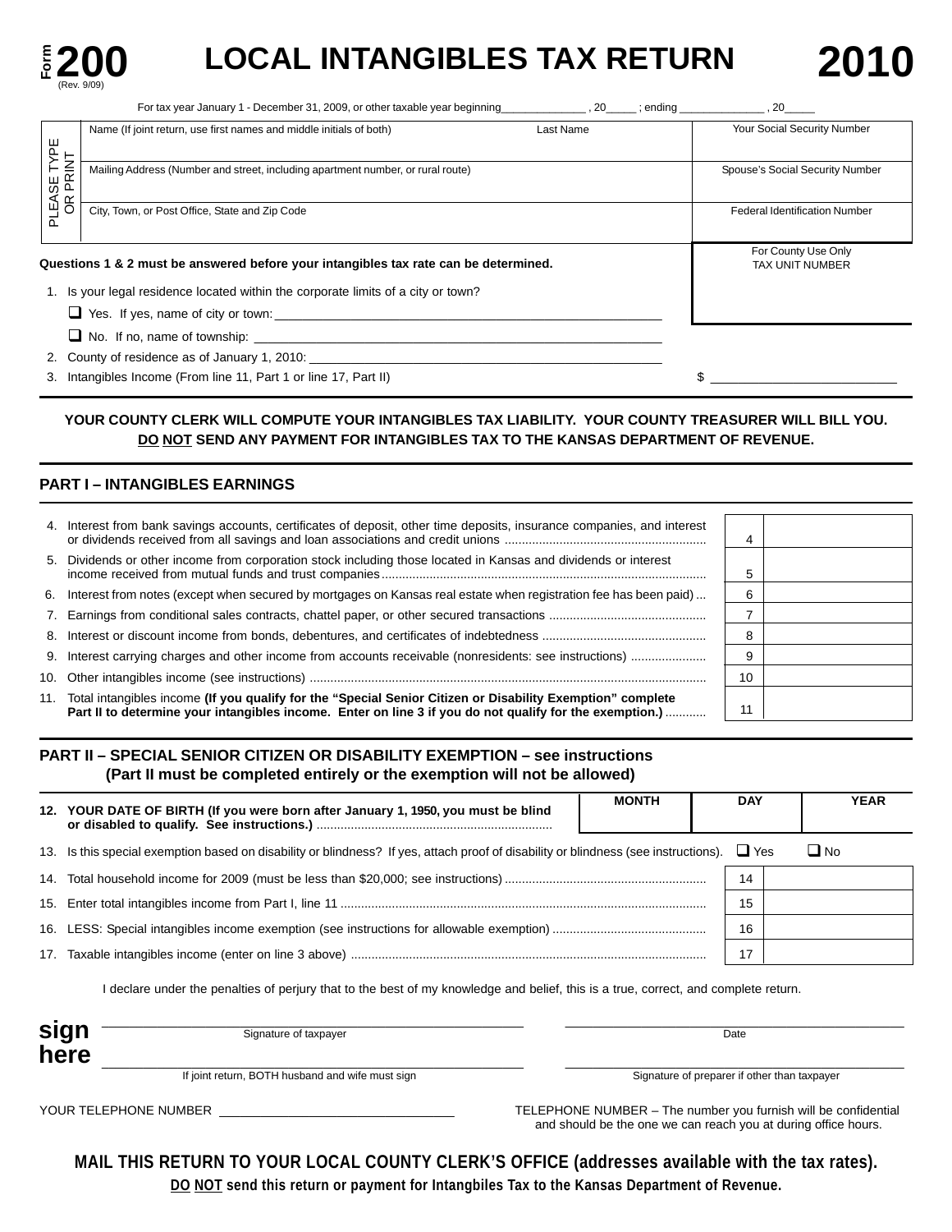Form **200** (Rev. 9/09)

# LOCAL INTANGIBLES TAX RETURN

# 2010

For tax year January 1 - December 31, 2009, or other taxable year beginning______________ , 20_____ ; ending ______________ , 20_____

PLEASE TYPE OR PRINT

| Name (If joint return, use first names and middle initials of both) | Last Name | Your Social Security Number |
|---|---|---|
| Mailing Address (Number and street, including apartment number, or rural route) | | Spouse's Social Security Number |
| City, Town, or Post Office, State and Zip Code | | Federal Identification Number |

For County Use Only
TAX UNIT NUMBER

**Questions 1 & 2 must be answered before your intangibles tax rate can be determined.**

1. Is your legal residence located within the corporate limits of a city or town?
   - ❑ Yes. If yes, name of city or town: ____________________
   - ❑ No. If no, name of township: ____________________
2. County of residence as of January 1, 2010: ____________________
3. Intangibles Income (From line 11, Part 1 or line 17, Part II) $ ____________________

**YOUR COUNTY CLERK WILL COMPUTE YOUR INTANGIBLES TAX LIABILITY. YOUR COUNTY TREASURER WILL BILL YOU. DO NOT SEND ANY PAYMENT FOR INTANGIBLES TAX TO THE KANSAS DEPARTMENT OF REVENUE.**

## PART I – INTANGIBLES EARNINGS

| | | Line | Amount |
|---|---|---|---|
| 4. | Interest from bank savings accounts, certificates of deposit, other time deposits, insurance companies, and interest or dividends received from all savings and loan associations and credit unions | 4 | |
| 5. | Dividends or other income from corporation stock including those located in Kansas and dividends or interest income received from mutual funds and trust companies | 5 | |
| 6. | Interest from notes (except when secured by mortgages on Kansas real estate when registration fee has been paid) | 6 | |
| 7. | Earnings from conditional sales contracts, chattel paper, or other secured transactions | 7 | |
| 8. | Interest or discount income from bonds, debentures, and certificates of indebtedness | 8 | |
| 9. | Interest carrying charges and other income from accounts receivable (nonresidents: see instructions) | 9 | |
| 10. | Other intangibles income (see instructions) | 10 | |
| 11. | Total intangibles income **(If you qualify for the "Special Senior Citizen or Disability Exemption" complete Part II to determine your intangibles income. Enter on line 3 if you do not qualify for the exemption.)** | 11 | |

## PART II – SPECIAL SENIOR CITIZEN OR DISABILITY EXEMPTION – see instructions
### (Part II must be completed entirely or the exemption will not be allowed)

| | | MONTH | DAY | YEAR |
|---|---|---|---|---|
| 12. | **YOUR DATE OF BIRTH (If you were born after January 1, 1950, you must be blind or disabled to qualify. See instructions.)** | | | |

13. Is this special exemption based on disability or blindness? If yes, attach proof of disability or blindness (see instructions). ❑ Yes ❑ No

| | | Line | Amount |
|---|---|---|---|
| 14. | Total household income for 2009 (must be less than $20,000; see instructions) | 14 | |
| 15. | Enter total intangibles income from Part I, line 11 | 15 | |
| 16. | LESS: Special intangibles income exemption (see instructions for allowable exemption) | 16 | |
| 17. | Taxable intangibles income (enter on line 3 above) | 17 | |

I declare under the penalties of perjury that to the best of my knowledge and belief, this is a true, correct, and complete return.

**sign here**

| | |
|---|---|
| Signature of taxpayer | Date |
| If joint return, BOTH husband and wife must sign | Signature of preparer if other than taxpayer |

YOUR TELEPHONE NUMBER ____________________

TELEPHONE NUMBER – The number you furnish will be confidential and should be the one we can reach you at during office hours.

**MAIL THIS RETURN TO YOUR LOCAL COUNTY CLERK'S OFFICE (addresses available with the tax rates).**

**DO NOT send this return or payment for Intangbiles Tax to the Kansas Department of Revenue.**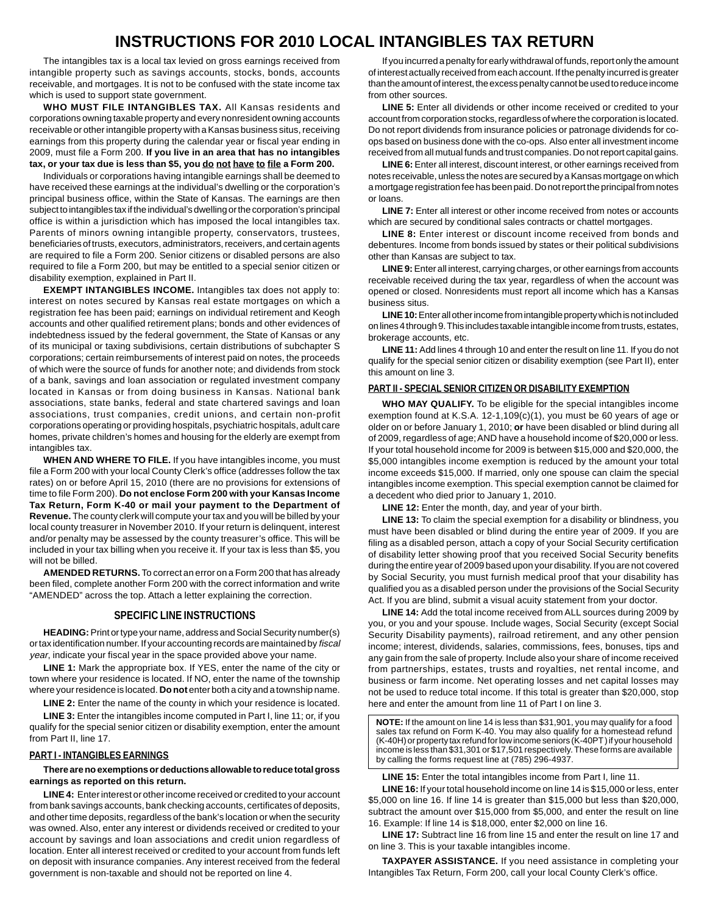# INSTRUCTIONS FOR 2010 LOCAL INTANGIBLES TAX RETURN

The intangibles tax is a local tax levied on gross earnings received from intangible property such as savings accounts, stocks, bonds, accounts receivable, and mortgages. It is not to be confused with the state income tax which is used to support state government.

**WHO MUST FILE INTANGIBLES TAX.** All Kansas residents and corporations owning taxable property and every nonresident owning accounts receivable or other intangible property with a Kansas business situs, receiving earnings from this property during the calendar year or fiscal year ending in 2009, must file a Form 200. **If you live in an area that has no intangibles tax, or your tax due is less than $5, you do not have to file a Form 200.**

Individuals or corporations having intangible earnings shall be deemed to have received these earnings at the individual's dwelling or the corporation's principal business office, within the State of Kansas. The earnings are then subject to intangibles tax if the individual's dwelling or the corporation's principal office is within a jurisdiction which has imposed the local intangibles tax. Parents of minors owning intangible property, conservators, trustees, beneficiaries of trusts, executors, administrators, receivers, and certain agents are required to file a Form 200. Senior citizens or disabled persons are also required to file a Form 200, but may be entitled to a special senior citizen or disability exemption, explained in Part II.

**EXEMPT INTANGIBLES INCOME.** Intangibles tax does not apply to: interest on notes secured by Kansas real estate mortgages on which a registration fee has been paid; earnings on individual retirement and Keogh accounts and other qualified retirement plans; bonds and other evidences of indebtedness issued by the federal government, the State of Kansas or any of its municipal or taxing subdivisions, certain distributions of subchapter S corporations; certain reimbursements of interest paid on notes, the proceeds of which were the source of funds for another note; and dividends from stock of a bank, savings and loan association or regulated investment company located in Kansas or from doing business in Kansas. National bank associations, state banks, federal and state chartered savings and loan associations, trust companies, credit unions, and certain non-profit corporations operating or providing hospitals, psychiatric hospitals, adult care homes, private children's homes and housing for the elderly are exempt from intangibles tax.

**WHEN AND WHERE TO FILE.** If you have intangibles income, you must file a Form 200 with your local County Clerk's office (addresses follow the tax rates) on or before April 15, 2010 (there are no provisions for extensions of time to file Form 200). **Do not enclose Form 200 with your Kansas Income Tax Return, Form K-40 or mail your payment to the Department of Revenue.** The county clerk will compute your tax and you will be billed by your local county treasurer in November 2010. If your return is delinquent, interest and/or penalty may be assessed by the county treasurer's office. This will be included in your tax billing when you receive it. If your tax is less than $5, you will not be billed.

**AMENDED RETURNS.** To correct an error on a Form 200 that has already been filed, complete another Form 200 with the correct information and write "AMENDED" across the top. Attach a letter explaining the correction.

## SPECIFIC LINE INSTRUCTIONS

**HEADING:** Print or type your name, address and Social Security number(s) or tax identification number. If your accounting records are maintained by *fiscal year*, indicate your fiscal year in the space provided above your name.

**LINE 1:** Mark the appropriate box. If YES, enter the name of the city or town where your residence is located. If NO, enter the name of the township where your residence is located. **Do not** enter both a city and a township name.

**LINE 2:** Enter the name of the county in which your residence is located.

**LINE 3:** Enter the intangibles income computed in Part I, line 11; or, if you qualify for the special senior citizen or disability exemption, enter the amount from Part II, line 17.

### PART I - INTANGIBLES EARNINGS

**There are no exemptions or deductions allowable to reduce total gross earnings as reported on this return.**

**LINE 4:** Enter interest or other income received or credited to your account from bank savings accounts, bank checking accounts, certificates of deposits, and other time deposits, regardless of the bank's location or when the security was owned. Also, enter any interest or dividends received or credited to your account by savings and loan associations and credit union regardless of location. Enter all interest received or credited to your account from funds left on deposit with insurance companies. Any interest received from the federal government is non-taxable and should not be reported on line 4.

If you incurred a penalty for early withdrawal of funds, report only the amount of interest actually received from each account. If the penalty incurred is greater than the amount of interest, the excess penalty cannot be used to reduce income from other sources.

**LINE 5:** Enter all dividends or other income received or credited to your account from corporation stocks, regardless of where the corporation is located. Do not report dividends from insurance policies or patronage dividends for co-ops based on business done with the co-ops. Also enter all investment income received from all mutual funds and trust companies. Do not report capital gains.

**LINE 6:** Enter all interest, discount interest, or other earnings received from notes receivable, unless the notes are secured by a Kansas mortgage on which a mortgage registration fee has been paid. Do not report the principal from notes or loans.

**LINE 7:** Enter all interest or other income received from notes or accounts which are secured by conditional sales contracts or chattel mortgages.

**LINE 8:** Enter interest or discount income received from bonds and debentures. Income from bonds issued by states or their political subdivisions other than Kansas are subject to tax.

**LINE 9:** Enter all interest, carrying charges, or other earnings from accounts receivable received during the tax year, regardless of when the account was opened or closed. Nonresidents must report all income which has a Kansas business situs.

**LINE 10:** Enter all other income from intangible property which is not included on lines 4 through 9. This includes taxable intangible income from trusts, estates, brokerage accounts, etc.

**LINE 11:** Add lines 4 through 10 and enter the result on line 11. If you do not qualify for the special senior citizen or disability exemption (see Part II), enter this amount on line 3.

### PART II - SPECIAL SENIOR CITIZEN OR DISABILITY EXEMPTION

**WHO MAY QUALIFY.** To be eligible for the special intangibles income exemption found at K.S.A. 12-1,109(c)(1), you must be 60 years of age or older on or before January 1, 2010; **or** have been disabled or blind during all of 2009, regardless of age; AND have a household income of $20,000 or less. If your total household income for 2009 is between $15,000 and $20,000, the $5,000 intangibles income exemption is reduced by the amount your total income exceeds $15,000. If married, only one spouse can claim the special intangibles income exemption. This special exemption cannot be claimed for a decedent who died prior to January 1, 2010.

**LINE 12:** Enter the month, day, and year of your birth.

**LINE 13:** To claim the special exemption for a disability or blindness, you must have been disabled or blind during the entire year of 2009. If you are filing as a disabled person, attach a copy of your Social Security certification of disability letter showing proof that you received Social Security benefits during the entire year of 2009 based upon your disability. If you are not covered by Social Security, you must furnish medical proof that your disability has qualified you as a disabled person under the provisions of the Social Security Act. If you are blind, submit a visual acuity statement from your doctor.

**LINE 14:** Add the total income received from ALL sources during 2009 by you, or you and your spouse. Include wages, Social Security (except Social Security Disability payments), railroad retirement, and any other pension income; interest, dividends, salaries, commissions, fees, bonuses, tips and any gain from the sale of property. Include also your share of income received from partnerships, estates, trusts and royalties, net rental income, and business or farm income. Net operating losses and net capital losses may not be used to reduce total income. If this total is greater than $20,000, stop here and enter the amount from line 11 of Part I on line 3.

> **NOTE:** If the amount on line 14 is less than $31,901, you may qualify for a food sales tax refund on Form K-40. You may also qualify for a homestead refund (K-40H) or property tax refund for low income seniors (K-40PT) if your household income is less than $31,301 or $17,501 respectively. These forms are available by calling the forms request line at (785) 296-4937.

**LINE 15:** Enter the total intangibles income from Part I, line 11.

**LINE 16:** If your total household income on line 14 is $15,000 or less, enter $5,000 on line 16. If line 14 is greater than $15,000 but less than $20,000, subtract the amount over $15,000 from $5,000, and enter the result on line 16. Example: If line 14 is $18,000, enter $2,000 on line 16.

**LINE 17:** Subtract line 16 from line 15 and enter the result on line 17 and on line 3. This is your taxable intangibles income.

**TAXPAYER ASSISTANCE.** If you need assistance in completing your Intangibles Tax Return, Form 200, call your local County Clerk's office.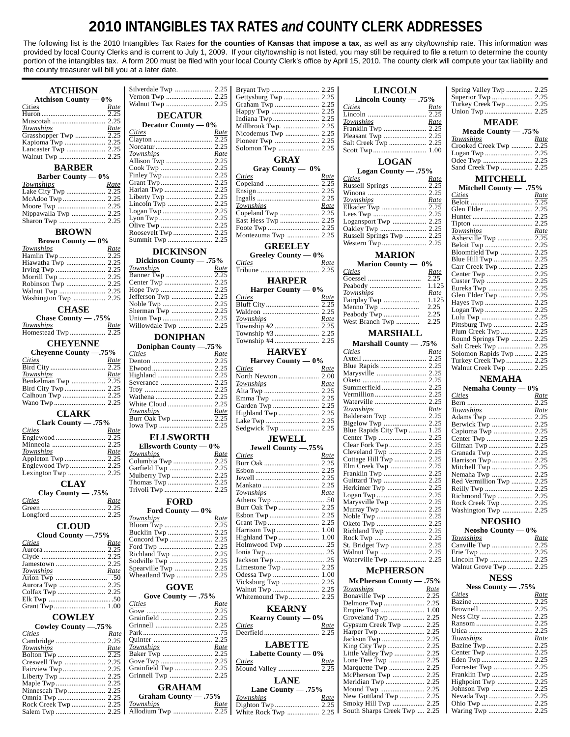# 2010 INTANGIBLES TAX RATES *and* COUNTY CLERK ADDRESSES

The following list is the 2010 Intangibles Tax Rates **for the counties of Kansas that impose a tax**, as well as any city/township rate. This information was provided by local County Clerks and is current to July 1, 2009. If your city/township is not listed, you may still be required to file a return to determine the county portion of the intangibles tax. A form 200 must be filed with your local County Clerk's office by April 15, 2010. The county clerk will compute your tax liability and the county treasurer will bill you at a later date.

## ATCHISON

**Atchison County — 0%**

| Cities | Rate |
|---|---|
| Huron | 2.25 |
| Muscotah | 2.25 |
| ***Townships*** | ***Rate*** |
| Grasshopper Twp | 2.25 |
| Kapioma Twp | 2.25 |
| Lancaster Twp | 2.25 |
| Walnut Twp | 2.25 |

## BARBER

**Barber County — 0%**

| Townships | Rate |
|---|---|
| Lake City Twp | 2.25 |
| McAdoo Twp | 2.25 |
| Moore Twp | 2.25 |
| Nippawalla Twp | 2.25 |
| Sharon Twp | 2.25 |

## BROWN

**Brown County — 0%**

| Townships | Rate |
|---|---|
| Hamlin Twp | 2.25 |
| Hiawatha Twp | 2.25 |
| Irving Twp | 2.25 |
| Morrill Twp | 2.25 |
| Robinson Twp | 2.25 |
| Walnut Twp | 2.25 |
| Washington Twp | 2.25 |

## CHASE

**Chase County — .75%**

| Townships | Rate |
|---|---|
| Homestead Twp | 2.25 |

## CHEYENNE

**Cheyenne County —.75%**

| Cities | Rate |
|---|---|
| Bird City | 2.25 |
| ***Townships*** | ***Rate*** |
| Benkelman Twp | 2.25 |
| Bird City Twp | 2.25 |
| Calhoun Twp | 2.25 |
| Wano Twp | 2.25 |

## CLARK

**Clark County — .75%**

| Cities | Rate |
|---|---|
| Englewood | 2.25 |
| Minneola | 2.25 |
| ***Townships*** | ***Rate*** |
| Appleton Twp | 2.25 |
| Englewood Twp | 2.25 |
| Lexington Twp | 2.25 |

## CLAY

**Clay County — .75%**

| Cities | Rate |
|---|---|
| Green | 2.25 |
| Longford | 2.25 |

## CLOUD

**Cloud County —.75%**

| Cities | Rate |
|---|---|
| Aurora | 2.25 |
| Clyde | 2.25 |
| Jamestown | 2.25 |
| ***Townships*** | ***Rate*** |
| Arion Twp | .50 |
| Aurora Twp | 2.25 |
| Colfax Twp | 2.25 |
| Elk Twp | .50 |
| Grant Twp | 1.00 |

## COWLEY

**Cowley County —.75%**

| Cities | Rate |
|---|---|
| Cambridge | 2.25 |
| ***Townships*** | ***Rate*** |
| Bolton Twp | 2.25 |
| Creswell Twp | 2.25 |
| Fairview Twp | 2.25 |
| Liberty Twp | 2.25 |
| Maple Twp | 2.25 |
| Ninnescah Twp | 2.25 |
| Omnia Twp | 2.25 |
| Rock Creek Twp | 2.25 |
| Salem Twp | 2.25 |
| Silverdale Twp | 2.25 |
| Vernon Twp | 2.25 |
| Walnut Twp | 2.25 |

## DECATUR

**Decatur County — 0%**

| Cities | Rate |
|---|---|
| Clayton | 2.25 |
| Norcatur | 2.25 |
| ***Townships*** | ***Rate*** |
| Allison Twp | 2.25 |
| Cook Twp | 2.25 |
| Finley Twp | 2.25 |
| Grant Twp | 2.25 |
| Harlan Twp | 2.25 |
| Liberty Twp | 2.25 |
| Lincoln Twp | 2.25 |
| Logan Twp | 2.25 |
| Lyon Twp | 2.25 |
| Olive Twp | 2.25 |
| Roosevelt Twp | 2.25 |
| Summit Twp | 2.25 |

## DICKINSON

**Dickinson County — .75%**

| Townships | Rate |
|---|---|
| Banner Twp | 2.25 |
| Center Twp | 2.25 |
| Hope Twp | 2.25 |
| Jefferson Twp | 2.25 |
| Noble Twp | 2.25 |
| Sherman Twp | 2.25 |
| Union Twp | 2.25 |
| Willowdale Twp | 2.25 |

## DONIPHAN

**Doniphan County —.75%**

| Cities | Rate |
|---|---|
| Denton | 2.25 |
| Elwood | 2.25 |
| Highland | 2.25 |
| Severance | 2.25 |
| Troy | 2.25 |
| Wathena | 2.25 |
| White Cloud | 2.25 |
| ***Townships*** | ***Rate*** |
| Burr Oak Twp | 2.25 |
| Iowa Twp | 2.25 |

## ELLSWORTH

**Ellsworth County — 0%**

| Townships | Rate |
|---|---|
| Columbia Twp | 2.25 |
| Garfield Twp | 2.25 |
| Mulberry Twp | 2.25 |
| Thomas Twp | 2.25 |
| Trivoli Twp | 2.25 |

## FORD

**Ford County — 0%**

| Townships | Rate |
|---|---|
| Bloom Twp | 2.25 |
| Bucklin Twp | 2.25 |
| Concord Twp | 2.25 |
| Ford Twp | 2.25 |
| Richland Twp | 2.25 |
| Sodville Twp | 2.25 |
| Spearville Twp | 2.25 |
| Wheatland Twp | 2.25 |

## GOVE

**Gove County — .75%**

| Cities | Rate |
|---|---|
| Gove | 2.25 |
| Grainfield | 2.25 |
| Grinnell | 2.25 |
| Park | .75 |
| Quinter | 2.25 |
| ***Townships*** | ***Rate*** |
| Baker Twp | 2.25 |
| Gove Twp | 2.25 |
| Grainfield Twp | 2.25 |
| Grinnell Twp | 2.25 |

## GRAHAM

**Graham County — .75%**

| Townships | Rate |
|---|---|
| Allodium Twp | 2.25 |
| Bryant Twp | 2.25 |
| Gettysburg Twp | 2.25 |
| Graham Twp | 2.25 |
| Happy Twp | 2.25 |
| Indiana Twp | 2.25 |
| Millbrook Twp. | 2.25 |
| Nicodemus Twp | 2.25 |
| Pioneer Twp | 2.25 |
| Solomon Twp | 2.25 |

## GRAY

**Gray County — 0%**

| Cities | Rate |
|---|---|
| Copeland | 2.25 |
| Ensign | 2.25 |
| Ingalls | 2.25 |
| ***Townships*** | ***Rate*** |
| Copeland Twp | 2.25 |
| East Hess Twp | 2.25 |
| Foote Twp | 2.25 |
| Montezuma Twp | 2.25 |

## GREELEY

**Greeley County — 0%**

| Cities | Rate |
|---|---|
| Tribune | 2.25 |

## HARPER

**Harper County — 0%**

| Cities | Rate |
|---|---|
| Bluff City | 2.25 |
| Waldron | 2.25 |
| ***Townships*** | ***Rate*** |
| Township #2 | 2.25 |
| Township #3 | 2.25 |
| Township #4 | 2.25 |

## HARVEY

**Harvey County — 0%**

| Cities | Rate |
|---|---|
| North Newton | 2.00 |
| ***Townships*** | ***Rate*** |
| Alta Twp | 2.25 |
| Emma Twp | 2.25 |
| Garden Twp | 2.25 |
| Highland Twp | 2.25 |
| Lake Twp | 2.25 |
| Sedgwick Twp | 2.25 |

## JEWELL

**Jewell County —.75%**

| Cities | Rate |
|---|---|
| Burr Oak | 2.25 |
| Esbon | 2.25 |
| Jewell | 2.25 |
| Mankato | 2.25 |
| ***Townships*** | ***Rate*** |
| Athens Twp | .50 |
| Burr Oak Twp | 2.25 |
| Esbon Twp | 2.25 |
| Grant Twp | 2.25 |
| Harrison Twp | 1.00 |
| Highland Twp | 1.00 |
| Holmwood Twp | .25 |
| Ionia Twp | .25 |
| Jackson Twp | .25 |
| Limestone Twp | 2.25 |
| Odessa Twp | 1.00 |
| Vicksburg Twp | 2.25 |
| Walnut Twp | 2.25 |
| Whitemound Twp | 2.25 |

## KEARNY

**Kearny County — 0%**

| Cities | Rate |
|---|---|
| Deerfield | 2.25 |

## LABETTE

**Labette County — 0%**

| Cities | Rate |
|---|---|
| Mound Valley | 2.25 |

## LANE

**Lane County — .75%**

| Townships | Rate |
|---|---|
| Dighton Twp | 2.25 |
| White Rock Twp | 2.25 |

## LINCOLN

**Lincoln County — .75%**

| Cities | Rate |
|---|---|
| Lincoln | 2.25 |
| ***Townships*** | ***Rate*** |
| Franklin Twp | 2.25 |
| Pleasant Twp | 2.25 |
| Salt Creek Twp | 2.25 |
| Scott Twp | 1.00 |

## LOGAN

**Logan County — .75%**

| Cities | Rate |
|---|---|
| Russell Springs | 2.25 |
| Winona | 2.25 |
| ***Townships*** | ***Rate*** |
| Elkader Twp | 2.25 |
| Lees Twp | 2.25 |
| Logansport Twp | 2.25 |
| Oakley Twp | 2.25 |
| Russell Springs Twp | 2.25 |
| Western Twp | 2.25 |

## MARION

**Marion County — 0%**

| Cities | Rate |
|---|---|
| Goessel | 2.25 |
| Peabody | 1.125 |
| ***Townships*** | ***Rate*** |
| Fairplay Twp | 1.125 |
| Menno Twp | 2.25 |
| Peabody Twp | 2.25 |
| West Branch Twp | 2.25 |

## MARSHALL

**Marshall County — .75%**

| Cities | Rate |
|---|---|
| Axtell | 2.25 |
| Blue Rapids | 2.25 |
| Marysville | 2.25 |
| Oketo | 2.25 |
| Summerfield | 2.25 |
| Vermillion | 2.25 |
| Waterville | 2.25 |
| ***Townships*** | ***Rate*** |
| Balderson Twp | 2.25 |
| Bigelow Twp | 2.25 |
| Blue Rapids City Twp | 1.25 |
| Center Twp | 2.25 |
| Clear Fork Twp | 2.25 |
| Cleveland Twp | 2.25 |
| Cottage Hill Twp | 2.25 |
| Elm Creek Twp | 2.25 |
| Franklin Twp | 2.25 |
| Guittard Twp | 2.25 |
| Herkimer Twp | 2.25 |
| Logan Twp | 2.25 |
| Marysville Twp | 2.25 |
| Murray Twp | 2.25 |
| Noble Twp | 2.25 |
| Oketo Twp | 2.25 |
| Richland Twp | 2.25 |
| Rock Twp | 2.25 |
| St. Bridget Twp | 2.25 |
| Walnut Twp | 2.25 |
| Waterville Twp | 2.25 |

## McPHERSON

**McPherson County — .75%**

| Townships | Rate |
|---|---|
| Bonaville Twp | 2.25 |
| Delmore Twp | 2.25 |
| Empire Twp | 1.00 |
| Groveland Twp | 2.25 |
| Gypsum Creek Twp | 2.25 |
| Harper Twp | 2.25 |
| Jackson Twp | 2.25 |
| King City Twp | 2.25 |
| Little Valley Twp | 2.25 |
| Lone Tree Twp | 2.25 |
| Marquette Twp | 2.25 |
| McPherson Twp | 2.25 |
| Meridian Twp | 2.25 |
| Mound Twp | 2.25 |
| New Gottland Twp | 2.25 |
| Smoky Hill Twp | 2.25 |
| South Sharps Creek Twp | 2.25 |
| Spring Valley Twp | 2.25 |
| Superior Twp | 2.25 |
| Turkey Creek Twp | 2.25 |
| Union Twp | 2.25 |

## MEADE

**Meade County — .75%**

| Townships | Rate |
|---|---|
| Crooked Creek Twp | 2.25 |
| Logan Twp | 2.25 |
| Odee Twp | 2.25 |
| Sand Creek Twp | 2.25 |

## MITCHELL

**Mitchell County — .75%**

| Cities | Rate |
|---|---|
| Beloit | 2.25 |
| Glen Elder | 2.25 |
| Hunter | 2.25 |
| Tipton | 2.25 |
| ***Townships*** | ***Rate*** |
| Asherville Twp | 2.25 |
| Beloit Twp | 2.25 |
| Bloomfield Twp | 2.25 |
| Blue Hill Twp | 2.25 |
| Carr Creek Twp | 2.25 |
| Center Twp | 2.25 |
| Custer Twp | 2.25 |
| Eureka Twp | 2.25 |
| Glen Elder Twp | 2.25 |
| Hayes Twp | 2.25 |
| Logan Twp | 2.25 |
| Lulu Twp | 2.25 |
| Pittsburg Twp | 2.25 |
| Plum Creek Twp | 2.25 |
| Round Springs Twp | 2.25 |
| Salt Creek Twp | 2.25 |
| Solomon Rapids Twp | 2.25 |
| Turkey Creek Twp | 2.25 |
| Walnut Creek Twp | 2.25 |

## NEMAHA

**Nemaha County — 0%**

| Cities | Rate |
|---|---|
| Bern | 2.25 |
| ***Townships*** | ***Rate*** |
| Adams Twp | 2.25 |
| Berwick Twp | 2.25 |
| Capioma Twp | 2.25 |
| Center Twp | 2.25 |
| Gilman Twp | 2.25 |
| Granada Twp | 2.25 |
| Harrison Twp | 2.25 |
| Mitchell Twp | 2.25 |
| Nemaha Twp | 2.25 |
| Red Vermillion Twp | 2.25 |
| Reilly Twp | 2.25 |
| Richmond Twp | 2.25 |
| Rock Creek Twp | 2.25 |
| Washington Twp | 2.25 |

## NEOSHO

**Neosho County — 0%**

| Townships | Rate |
|---|---|
| Canville Twp | 2.25 |
| Erie Twp | 2.25 |
| Lincoln Twp | 2.25 |
| Walnut Grove Twp | 2.25 |

## NESS

**Ness County — .75%**

| Cities | Rate |
|---|---|
| Bazine | 2.25 |
| Brownell | 2.25 |
| Ness City | 2.25 |
| Ransom | 2.25 |
| Utica | 2.25 |
| ***Townships*** | ***Rate*** |
| Bazine Twp | 2.25 |
| Center Twp | 2.25 |
| Eden Twp | 2.25 |
| Forrester Twp | 2.25 |
| Franklin Twp | 2.25 |
| Highpoint Twp | 2.25 |
| Johnson Twp | 2.25 |
| Nevada Twp | 2.25 |
| Ohio Twp | 2.25 |
| Waring Twp | 2.25 |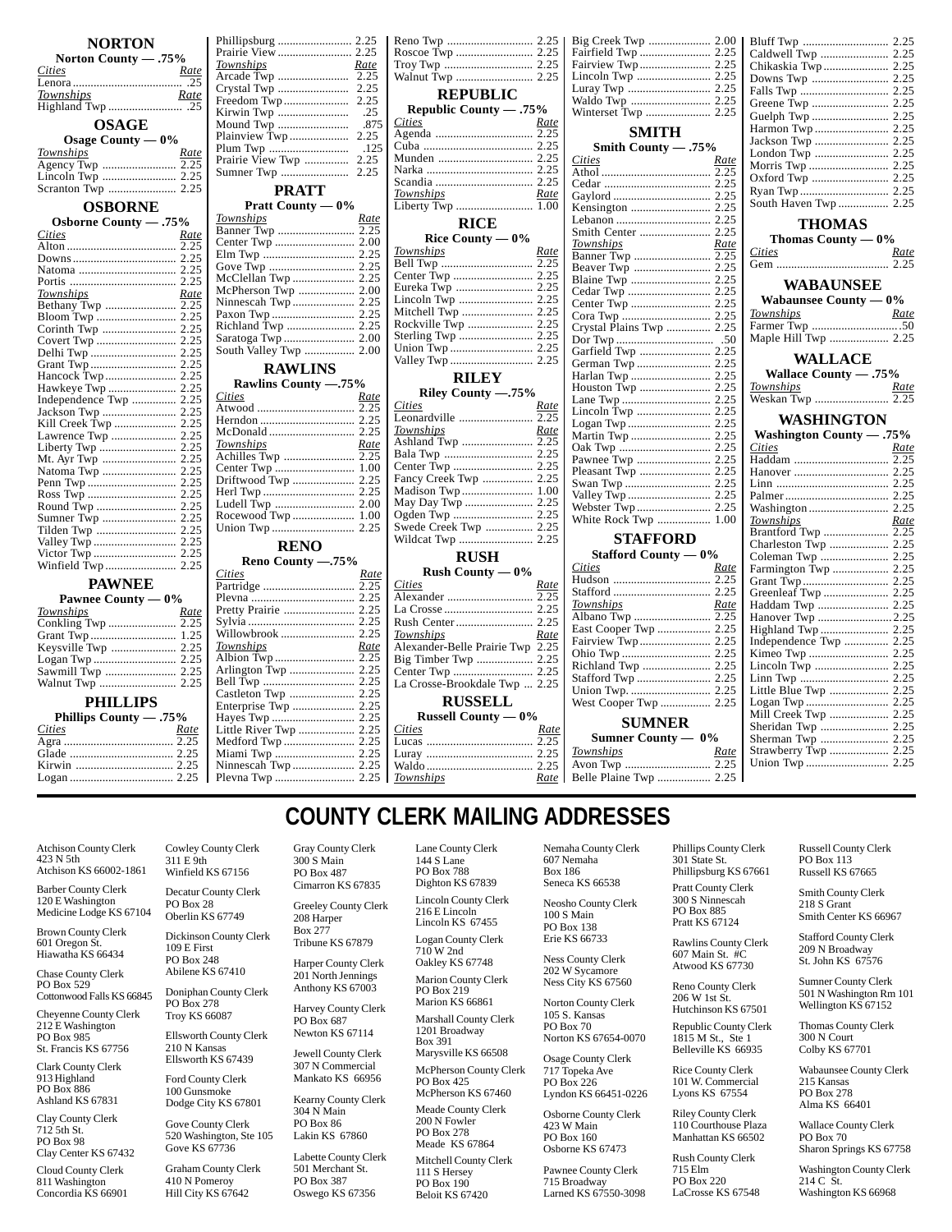## NORTON

**Norton County — .75%**

| Cities | Rate |
|---|---|
| Lenora | .25 |
| *Townships* | *Rate* |
| Highland Twp | .25 |

## OSAGE

**Osage County — 0%**

| Townships | Rate |
|---|---|
| Agency Twp | 2.25 |
| Lincoln Twp | 2.25 |
| Scranton Twp | 2.25 |

## OSBORNE

**Osborne County — .75%**

| Cities | Rate |
|---|---|
| Alton | 2.25 |
| Downs | 2.25 |
| Natoma | 2.25 |
| Portis | 2.25 |
| *Townships* | *Rate* |
| Bethany Twp | 2.25 |
| Bloom Twp | 2.25 |
| Corinth Twp | 2.25 |
| Covert Twp | 2.25 |
| Delhi Twp | 2.25 |
| Grant Twp | 2.25 |
| Hancock Twp | 2.25 |
| Hawkeye Twp | 2.25 |
| Independence Twp | 2.25 |
| Jackson Twp | 2.25 |
| Kill Creek Twp | 2.25 |
| Lawrence Twp | 2.25 |
| Liberty Twp | 2.25 |
| Mt. Ayr Twp | 2.25 |
| Natoma Twp | 2.25 |
| Penn Twp | 2.25 |
| Ross Twp | 2.25 |
| Round Twp | 2.25 |
| Sumner Twp | 2.25 |
| Tilden Twp | 2.25 |
| Valley Twp | 2.25 |
| Victor Twp | 2.25 |
| Winfield Twp | 2.25 |

## PAWNEE

**Pawnee County — 0%**

| Townships | Rate |
|---|---|
| Conkling Twp | 2.25 |
| Grant Twp | 1.25 |
| Keysville Twp | 2.25 |
| Logan Twp | 2.25 |
| Sawmill Twp | 2.25 |
| Walnut Twp | 2.25 |

## PHILLIPS

**Phillips County — .75%**

| Cities | Rate |
|---|---|
| Agra | 2.25 |
| Glade | 2.25 |
| Kirwin | 2.25 |
| Logan | 2.25 |
| Phillipsburg | 2.25 |
| Prairie View | 2.25 |
| *Townships* | *Rate* |
| Arcade Twp | 2.25 |
| Crystal Twp | 2.25 |
| Freedom Twp | 2.25 |
| Kirwin Twp | .25 |
| Mound Twp | .875 |
| Plainview Twp | 2.25 |
| Plum Twp | .125 |
| Prairie View Twp | 2.25 |
| Sumner Twp | 2.25 |

## PRATT

**Pratt County — 0%**

| Townships | Rate |
|---|---|
| Banner Twp | 2.25 |
| Center Twp | 2.00 |
| Elm Twp | 2.25 |
| Gove Twp | 2.25 |
| McClellan Twp | 2.25 |
| McPherson Twp | 2.00 |
| Ninnescah Twp | 2.25 |
| Paxon Twp | 2.25 |
| Richland Twp | 2.25 |
| Saratoga Twp | 2.00 |
| South Valley Twp | 2.00 |

## RAWLINS

**Rawlins County —.75%**

| Cities | Rate |
|---|---|
| Atwood | 2.25 |
| Herndon | 2.25 |
| McDonald | 2.25 |
| *Townships* | *Rate* |
| Achilles Twp | 2.25 |
| Center Twp | 1.00 |
| Driftwood Twp | 2.25 |
| Herl Twp | 2.25 |
| Ludell Twp | 2.00 |
| Rocewood Twp | 1.00 |
| Union Twp | 2.25 |

## RENO

**Reno County —.75%**

| Cities | Rate |
|---|---|
| Partridge | 2.25 |
| Plevna | 2.25 |
| Pretty Prairie | 2.25 |
| Sylvia | 2.25 |
| Willowbrook | 2.25 |
| *Townships* | *Rate* |
| Albion Twp | 2.25 |
| Arlington Twp | 2.25 |
| Bell Twp | 2.25 |
| Castleton Twp | 2.25 |
| Enterprise Twp | 2.25 |
| Hayes Twp | 2.25 |
| Little River Twp | 2.25 |
| Medford Twp | 2.25 |
| Miami Twp | 2.25 |
| Ninnescah Twp | 2.25 |
| Plevna Twp | 2.25 |
| Reno Twp | 2.25 |
| Roscoe Twp | 2.25 |
| Troy Twp | 2.25 |
| Walnut Twp | 2.25 |

## REPUBLIC

**Republic County — .75%**

| Cities | Rate |
|---|---|
| Agenda | 2.25 |
| Cuba | 2.25 |
| Munden | 2.25 |
| Narka | 2.25 |
| Scandia | 2.25 |
| *Townships* | *Rate* |
| Liberty Twp | 1.00 |

## RICE

**Rice County — 0%**

| Townships | Rate |
|---|---|
| Bell Twp | 2.25 |
| Center Twp | 2.25 |
| Eureka Twp | 2.25 |
| Lincoln Twp | 2.25 |
| Mitchell Twp | 2.25 |
| Rockville Twp | 2.25 |
| Sterling Twp | 2.25 |
| Union Twp | 2.25 |
| Valley Twp | 2.25 |

## RILEY

**Riley County —.75%**

| Cities | Rate |
|---|---|
| Leonardville | 2.25 |
| *Townships* | *Rate* |
| Ashland Twp | 2.25 |
| Bala Twp | 2.25 |
| Center Twp | 2.25 |
| Fancy Creek Twp | 2.25 |
| Madison Twp | 1.00 |
| May Day Twp | 2.25 |
| Ogden Twp | 2.25 |
| Swede Creek Twp | 2.25 |
| Wildcat Twp | 2.25 |

## RUSH

**Rush County — 0%**

| Cities | Rate |
|---|---|
| Alexander | 2.25 |
| La Crosse | 2.25 |
| Rush Center | 2.25 |
| *Townships* | *Rate* |
| Alexander-Belle Prairie Twp | 2.25 |
| Big Timber Twp | 2.25 |
| Center Twp | 2.25 |
| La Crosse-Brookdale Twp | 2.25 |

## RUSSELL

**Russell County — 0%**

| Cities | Rate |
|---|---|
| Lucas | 2.25 |
| Luray | 2.25 |
| Waldo | 2.25 |
| *Townships* | *Rate* |
| Big Creek Twp | 2.00 |
| Fairfield Twp | 2.25 |
| Fairview Twp | 2.25 |
| Lincoln Twp | 2.25 |
| Luray Twp | 2.25 |
| Waldo Twp | 2.25 |
| Winterset Twp | 2.25 |

## SMITH

**Smith County — .75%**

| Cities | Rate |
|---|---|
| Athol | 2.25 |
| Cedar | 2.25 |
| Gaylord | 2.25 |
| Kensington | 2.25 |
| Lebanon | 2.25 |
| Smith Center | 2.25 |
| *Townships* | *Rate* |
| Banner Twp | 2.25 |
| Beaver Twp | 2.25 |
| Blaine Twp | 2.25 |
| Cedar Twp | 2.25 |
| Center Twp | 2.25 |
| Cora Twp | 2.25 |
| Crystal Plains Twp | 2.25 |
| Dor Twp | .50 |
| Garfield Twp | 2.25 |
| German Twp | 2.25 |
| Harlan Twp | 2.25 |
| Houston Twp | 2.25 |
| Lane Twp | 2.25 |
| Lincoln Twp | 2.25 |
| Logan Twp | 2.25 |
| Martin Twp | 2.25 |
| Oak Twp | 2.25 |
| Pawnee Twp | 2.25 |
| Pleasant Twp | 2.25 |
| Swan Twp | 2.25 |
| Valley Twp | 2.25 |
| Webster Twp | 2.25 |
| White Rock Twp | 1.00 |

## STAFFORD

**Stafford County — 0%**

| Cities | Rate |
|---|---|
| Hudson | 2.25 |
| Stafford | 2.25 |
| *Townships* | *Rate* |
| Albano Twp | 2.25 |
| East Cooper Twp | 2.25 |
| Fairview Twp | 2.25 |
| Ohio Twp | 2.25 |
| Richland Twp | 2.25 |
| Stafford Twp | 2.25 |
| Union Twp. | 2.25 |
| West Cooper Twp | 2.25 |

## SUMNER

**Sumner County — 0%**

| Townships | Rate |
|---|---|
| Avon Twp | 2.25 |
| Belle Plaine Twp | 2.25 |
| Bluff Twp | 2.25 |
| Caldwell Twp | 2.25 |
| Chikaskia Twp | 2.25 |
| Downs Twp | 2.25 |
| Falls Twp | 2.25 |
| Greene Twp | 2.25 |
| Guelph Twp | 2.25 |
| Harmon Twp | 2.25 |
| Jackson Twp | 2.25 |
| London Twp | 2.25 |
| Morris Twp | 2.25 |
| Oxford Twp | 2.25 |
| Ryan Twp | 2.25 |
| South Haven Twp | 2.25 |

## THOMAS

**Thomas County — 0%**

| Cities | Rate |
|---|---|
| Gem | 2.25 |

## WABAUNSEE

**Wabaunsee County — 0%**

| Townships | Rate |
|---|---|
| Farmer Twp | .50 |
| Maple Hill Twp | 2.25 |

## WALLACE

**Wallace County — .75%**

| Townships | Rate |
|---|---|
| Weskan Twp | 2.25 |

## WASHINGTON

**Washington County — .75%**

| Cities | Rate |
|---|---|
| Haddam | 2.25 |
| Hanover | 2.25 |
| Linn | 2.25 |
| Palmer | 2.25 |
| Washington | 2.25 |
| *Townships* | *Rate* |
| Brantford Twp | 2.25 |
| Charleston Twp | 2.25 |
| Coleman Twp | 2.25 |
| Farmington Twp | 2.25 |
| Grant Twp | 2.25 |
| Greenleaf Twp | 2.25 |
| Haddam Twp | 2.25 |
| Hanover Twp | 2.25 |
| Highland Twp | 2.25 |
| Independence Twp | 2.25 |
| Kimeo Twp | 2.25 |
| Lincoln Twp | 2.25 |
| Linn Twp | 2.25 |
| Little Blue Twp | 2.25 |
| Logan Twp | 2.25 |
| Mill Creek Twp | 2.25 |
| Sheridan Twp | 2.25 |
| Sherman Twp | 2.25 |
| Strawberry Twp | 2.25 |
| Union Twp | 2.25 |

# COUNTY CLERK MAILING ADDRESSES

Atchison County Clerk
423 N 5th
Atchison KS 66002-1861

Barber County Clerk
120 E Washington
Medicine Lodge KS 67104

Brown County Clerk
601 Oregon St.
Hiawatha KS 66434

Chase County Clerk
PO Box 529
Cottonwood Falls KS 66845

Cheyenne County Clerk
212 E Washington
PO Box 985
St. Francis KS 67756

Clark County Clerk
913 Highland
PO Box 886
Ashland KS 67831

Clay County Clerk
712 5th St.
PO Box 98
Clay Center KS 67432

Cloud County Clerk
811 Washington
Concordia KS 66901

Cowley County Clerk
311 E 9th
Winfield KS 67156

Decatur County Clerk
PO Box 28
Oberlin KS 67749

Dickinson County Clerk
109 E First
PO Box 248
Abilene KS 67410

Doniphan County Clerk
PO Box 278
Troy KS 66087

Ellsworth County Clerk
210 N Kansas
Ellsworth KS 67439

Ford County Clerk
100 Gunsmoke
Dodge City KS 67801

Gove County Clerk
520 Washington, Ste 105
Gove KS 67736

Graham County Clerk
410 N Pomeroy
Hill City KS 67642

Gray County Clerk
300 S Main
PO Box 487
Cimarron KS 67835

Greeley County Clerk
208 Harper
Box 277
Tribune KS 67879

Harper County Clerk
201 North Jennings
Anthony KS 67003

Harvey County Clerk
PO Box 687
Newton KS 67114

Jewell County Clerk
307 N Commercial
Mankato KS 66956

Kearny County Clerk
304 N Main
PO Box 86
Lakin KS 67860

Labette County Clerk
501 Merchant St.
PO Box 387
Oswego KS 67356

Lane County Clerk
144 S Lane
PO Box 788
Dighton KS 67839

Lincoln County Clerk
216 E Lincoln
Lincoln KS 67455

Logan County Clerk
710 W 2nd
Oakley KS 67748

Marion County Clerk
PO Box 219
Marion KS 66861

Marshall County Clerk
1201 Broadway
Box 391
Marysville KS 66508

McPherson County Clerk
PO Box 425
McPherson KS 67460

Meade County Clerk
200 N Fowler
PO Box 278
Meade KS 67864

Mitchell County Clerk
111 S Hersey
PO Box 190
Beloit KS 67420

Nemaha County Clerk
607 Nemaha
Box 186
Seneca KS 66538

Neosho County Clerk
100 S Main
PO Box 138
Erie KS 66733

Ness County Clerk
202 W Sycamore
Ness City KS 67560

Norton County Clerk
105 S. Kansas
PO Box 70
Norton KS 67654-0070

Osage County Clerk
717 Topeka Ave
PO Box 226
Lyndon KS 66451-0226

Osborne County Clerk
423 W Main
PO Box 160
Osborne KS 67473

Pawnee County Clerk
715 Broadway
Larned KS 67550-3098

Phillips County Clerk
301 State St.
Phillipsburg KS 67661

Pratt County Clerk
300 S Ninnescah
PO Box 885
Pratt KS 67124

Rawlins County Clerk
607 Main St. #C
Atwood KS 67730

Reno County Clerk
206 W 1st St.
Hutchinson KS 67501

Republic County Clerk
1815 M St., Ste 1
Belleville KS 66935

Rice County Clerk
101 W. Commercial
Lyons KS 67554

Riley County Clerk
110 Courthouse Plaza
Manhattan KS 66502

Rush County Clerk
715 Elm
PO Box 220
LaCrosse KS 67548

Russell County Clerk
PO Box 113
Russell KS 67665

Smith County Clerk
218 S Grant
Smith Center KS 66967

Stafford County Clerk
209 N Broadway
St. John KS 67576

Sumner County Clerk
501 N Washington Rm 101
Wellington KS 67152

Thomas County Clerk
300 N Court
Colby KS 67701

Wabaunsee County Clerk
215 Kansas
PO Box 278
Alma KS 66401

Wallace County Clerk
PO Box 70
Sharon Springs KS 67758

Washington County Clerk
214 C St.
Washington KS 66968